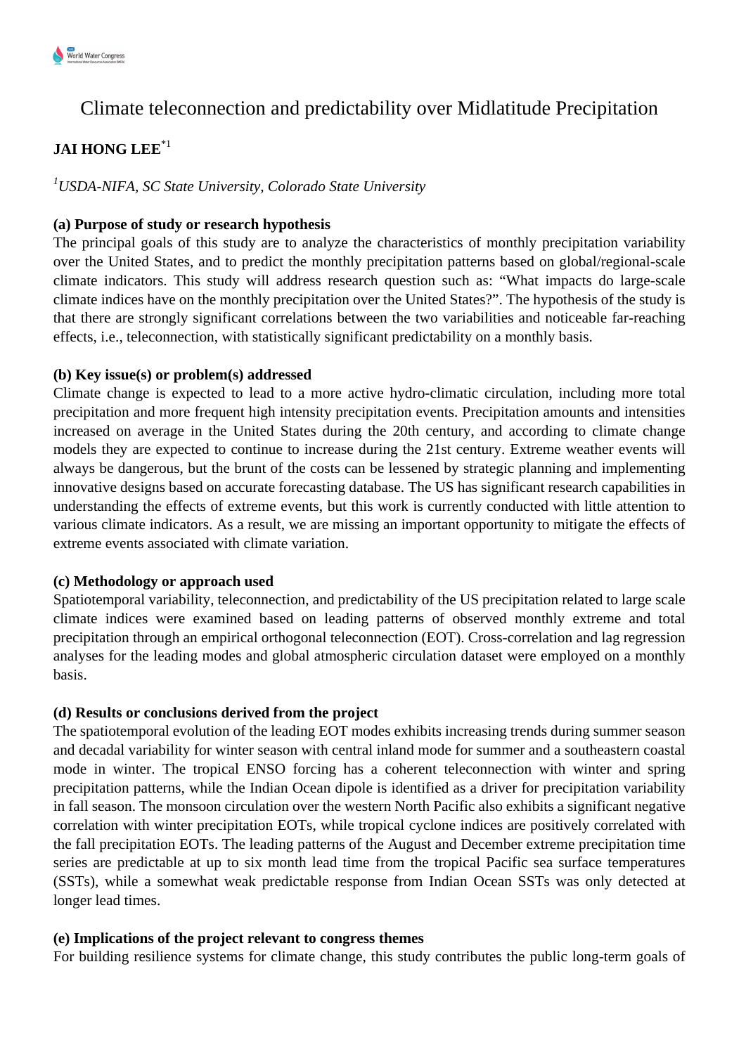# Climate teleconnection and predictability over Midlatitude Precipitation

**JAI HONG LEE**[*1]

*[1]USDA-NIFA, SC State University, Colorado State University*

**(a) Purpose of study or research hypothesis**

The principal goals of this study are to analyze the characteristics of monthly precipitation variability over the United States, and to predict the monthly precipitation patterns based on global/regional-scale climate indicators. This study will address research question such as: "What impacts do large-scale climate indices have on the monthly precipitation over the United States?". The hypothesis of the study is that there are strongly significant correlations between the two variabilities and noticeable far-reaching effects, i.e., teleconnection, with statistically significant predictability on a monthly basis.

**(b) Key issue(s) or problem(s) addressed**

Climate change is expected to lead to a more active hydro-climatic circulation, including more total precipitation and more frequent high intensity precipitation events. Precipitation amounts and intensities increased on average in the United States during the 20th century, and according to climate change models they are expected to continue to increase during the 21st century. Extreme weather events will always be dangerous, but the brunt of the costs can be lessened by strategic planning and implementing innovative designs based on accurate forecasting database. The US has significant research capabilities in understanding the effects of extreme events, but this work is currently conducted with little attention to various climate indicators. As a result, we are missing an important opportunity to mitigate the effects of extreme events associated with climate variation.

**(c) Methodology or approach used**

Spatiotemporal variability, teleconnection, and predictability of the US precipitation related to large scale climate indices were examined based on leading patterns of observed monthly extreme and total precipitation through an empirical orthogonal teleconnection (EOT). Cross-correlation and lag regression analyses for the leading modes and global atmospheric circulation dataset were employed on a monthly basis.

**(d) Results or conclusions derived from the project**

The spatiotemporal evolution of the leading EOT modes exhibits increasing trends during summer season and decadal variability for winter season with central inland mode for summer and a southeastern coastal mode in winter. The tropical ENSO forcing has a coherent teleconnection with winter and spring precipitation patterns, while the Indian Ocean dipole is identified as a driver for precipitation variability in fall season. The monsoon circulation over the western North Pacific also exhibits a significant negative correlation with winter precipitation EOTs, while tropical cyclone indices are positively correlated with the fall precipitation EOTs. The leading patterns of the August and December extreme precipitation time series are predictable at up to six month lead time from the tropical Pacific sea surface temperatures (SSTs), while a somewhat weak predictable response from Indian Ocean SSTs was only detected at longer lead times.

**(e) Implications of the project relevant to congress themes**

For building resilience systems for climate change, this study contributes the public long-term goals of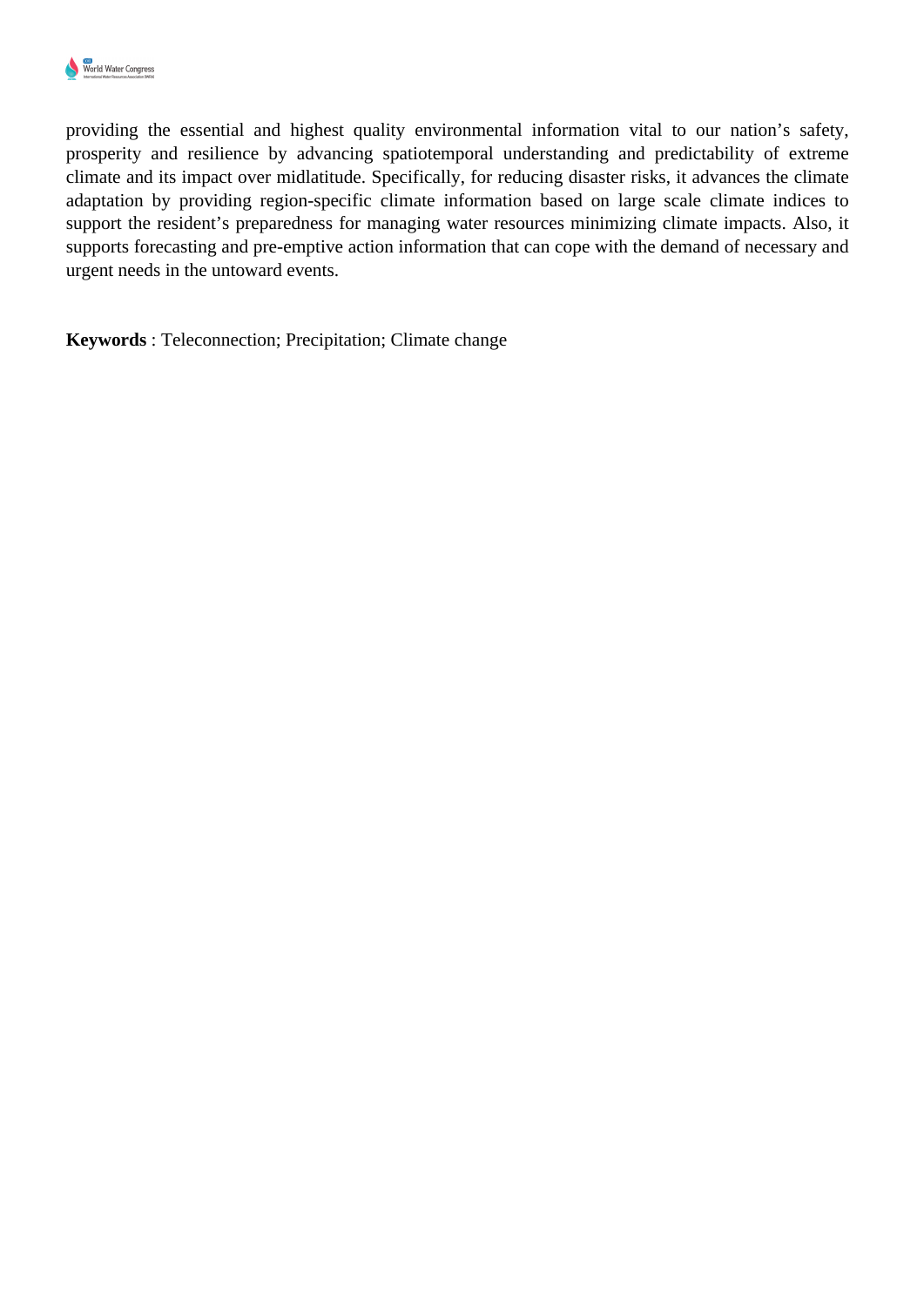providing the essential and highest quality environmental information vital to our nation's safety, prosperity and resilience by advancing spatiotemporal understanding and predictability of extreme climate and its impact over midlatitude. Specifically, for reducing disaster risks, it advances the climate adaptation by providing region-specific climate information based on large scale climate indices to support the resident's preparedness for managing water resources minimizing climate impacts. Also, it supports forecasting and pre-emptive action information that can cope with the demand of necessary and urgent needs in the untoward events.

**Keywords** : Teleconnection; Precipitation; Climate change